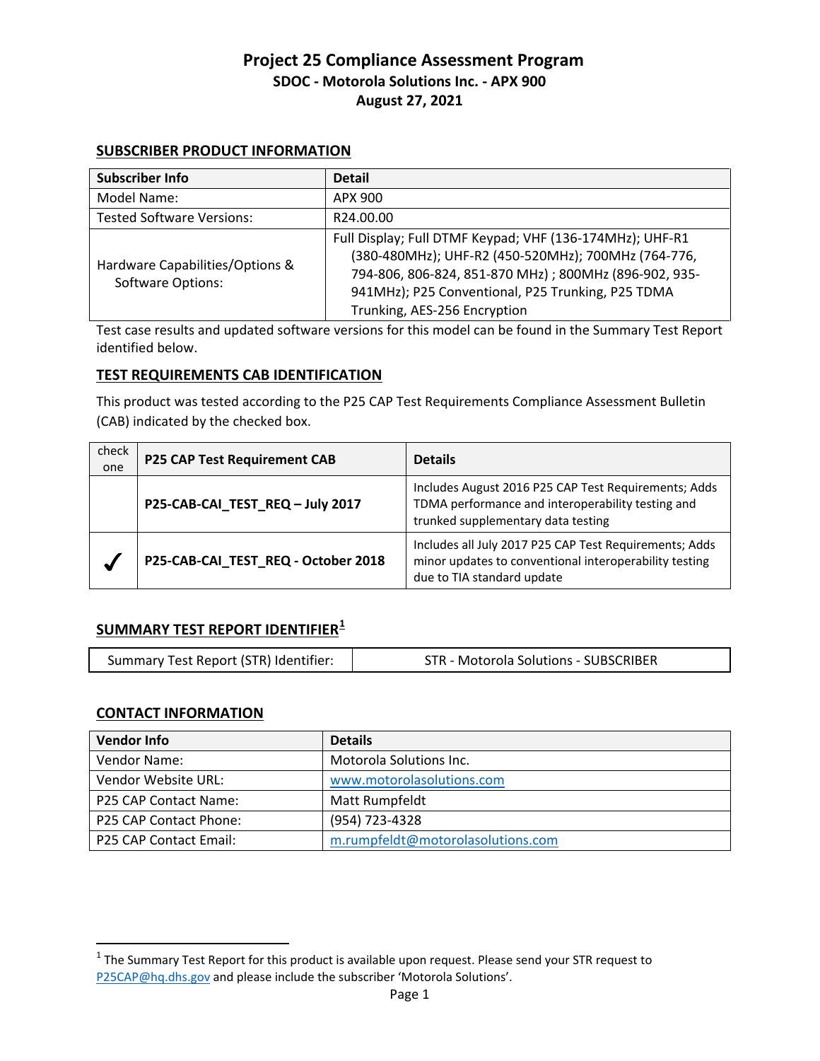# Project 25 Compliance Assessment Program
## SDOC - Motorola Solutions Inc. - APX 900
## August 27, 2021

### SUBSCRIBER PRODUCT INFORMATION

| Subscriber Info | Detail |
|---|---|
| Model Name: | APX 900 |
| Tested Software Versions: | R24.00.00 |
| Hardware Capabilities/Options & Software Options: | Full Display; Full DTMF Keypad; VHF (136-174MHz); UHF-R1 (380-480MHz); UHF-R2 (450-520MHz); 700MHz (764-776, 794-806, 806-824, 851-870 MHz) ; 800MHz (896-902, 935-941MHz); P25 Conventional, P25 Trunking, P25 TDMA Trunking, AES-256 Encryption |

Test case results and updated software versions for this model can be found in the Summary Test Report identified below.

### TEST REQUIREMENTS CAB IDENTIFICATION

This product was tested according to the P25 CAP Test Requirements Compliance Assessment Bulletin (CAB) indicated by the checked box.

| check one | P25 CAP Test Requirement CAB | Details |
|---|---|---|
| | **P25-CAB-CAI_TEST_REQ – July 2017** | Includes August 2016 P25 CAP Test Requirements; Adds TDMA performance and interoperability testing and trunked supplementary data testing |
| ✓ | **P25-CAB-CAI_TEST_REQ - October 2018** | Includes all July 2017 P25 CAP Test Requirements; Adds minor updates to conventional interoperability testing due to TIA standard update |

### SUMMARY TEST REPORT IDENTIFIER[1]

| Summary Test Report (STR) Identifier: | STR - Motorola Solutions - SUBSCRIBER |
|---|---|

### CONTACT INFORMATION

| Vendor Info | Details |
|---|---|
| Vendor Name: | Motorola Solutions Inc. |
| Vendor Website URL: | www.motorolasolutions.com |
| P25 CAP Contact Name: | Matt Rumpfeldt |
| P25 CAP Contact Phone: | (954) 723-4328 |
| P25 CAP Contact Email: | m.rumpfeldt@motorolasolutions.com |

[1] The Summary Test Report for this product is available upon request. Please send your STR request to P25CAP@hq.dhs.gov and please include the subscriber 'Motorola Solutions'.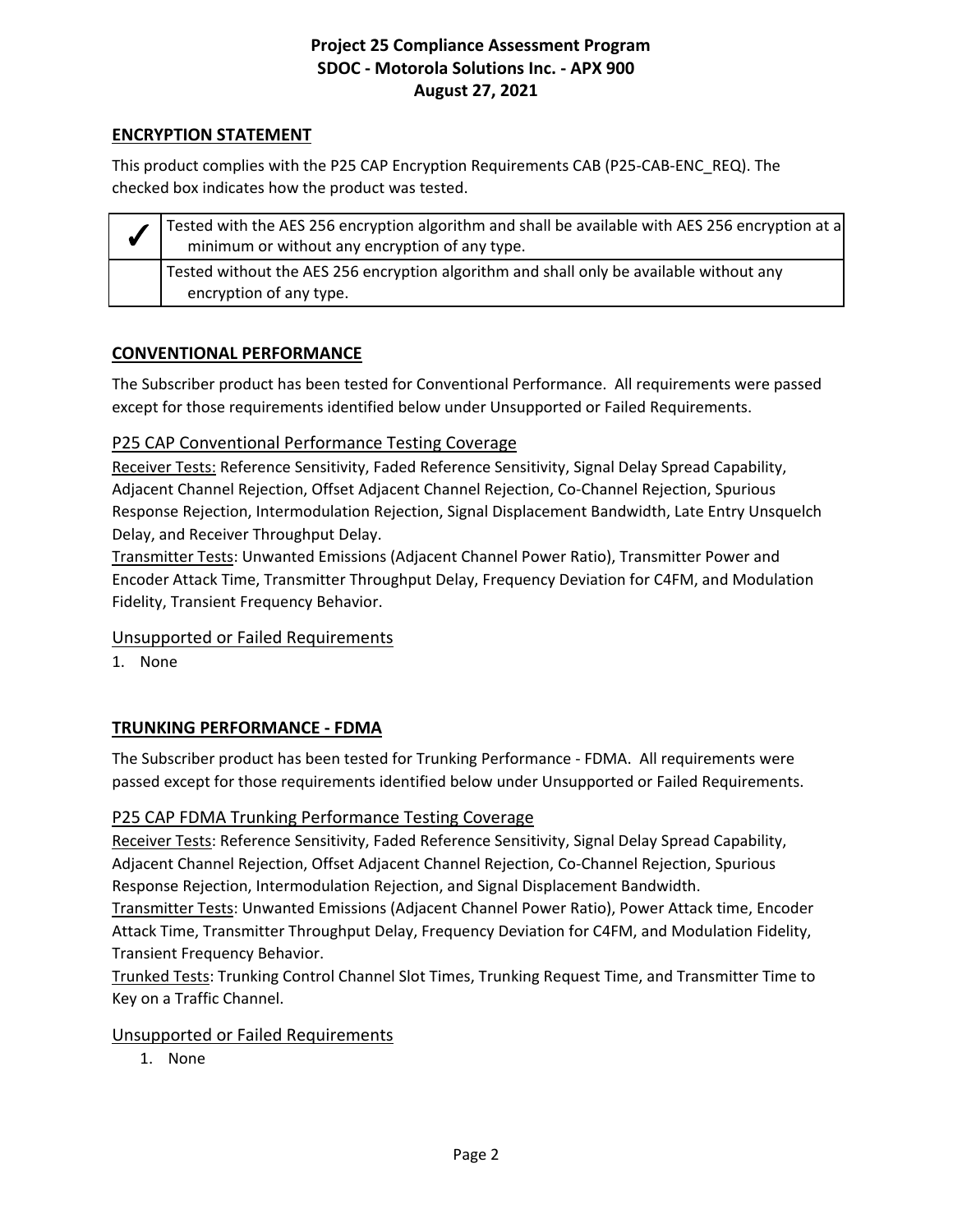## ENCRYPTION STATEMENT

This product complies with the P25 CAP Encryption Requirements CAB (P25-CAB-ENC_REQ). The checked box indicates how the product was tested.

| | |
|---|---|
| ✔ | Tested with the AES 256 encryption algorithm and shall be available with AES 256 encryption at a minimum or without any encryption of any type. |
| | Tested without the AES 256 encryption algorithm and shall only be available without any encryption of any type. |

## CONVENTIONAL PERFORMANCE

The Subscriber product has been tested for Conventional Performance. All requirements were passed except for those requirements identified below under Unsupported or Failed Requirements.

### P25 CAP Conventional Performance Testing Coverage

Receiver Tests: Reference Sensitivity, Faded Reference Sensitivity, Signal Delay Spread Capability, Adjacent Channel Rejection, Offset Adjacent Channel Rejection, Co-Channel Rejection, Spurious Response Rejection, Intermodulation Rejection, Signal Displacement Bandwidth, Late Entry Unsquelch Delay, and Receiver Throughput Delay.

Transmitter Tests: Unwanted Emissions (Adjacent Channel Power Ratio), Transmitter Power and Encoder Attack Time, Transmitter Throughput Delay, Frequency Deviation for C4FM, and Modulation Fidelity, Transient Frequency Behavior.

### Unsupported or Failed Requirements

1. None

## TRUNKING PERFORMANCE - FDMA

The Subscriber product has been tested for Trunking Performance - FDMA. All requirements were passed except for those requirements identified below under Unsupported or Failed Requirements.

### P25 CAP FDMA Trunking Performance Testing Coverage

Receiver Tests: Reference Sensitivity, Faded Reference Sensitivity, Signal Delay Spread Capability, Adjacent Channel Rejection, Offset Adjacent Channel Rejection, Co-Channel Rejection, Spurious Response Rejection, Intermodulation Rejection, and Signal Displacement Bandwidth.

Transmitter Tests: Unwanted Emissions (Adjacent Channel Power Ratio), Power Attack time, Encoder Attack Time, Transmitter Throughput Delay, Frequency Deviation for C4FM, and Modulation Fidelity, Transient Frequency Behavior.

Trunked Tests: Trunking Control Channel Slot Times, Trunking Request Time, and Transmitter Time to Key on a Traffic Channel.

### Unsupported or Failed Requirements

1. None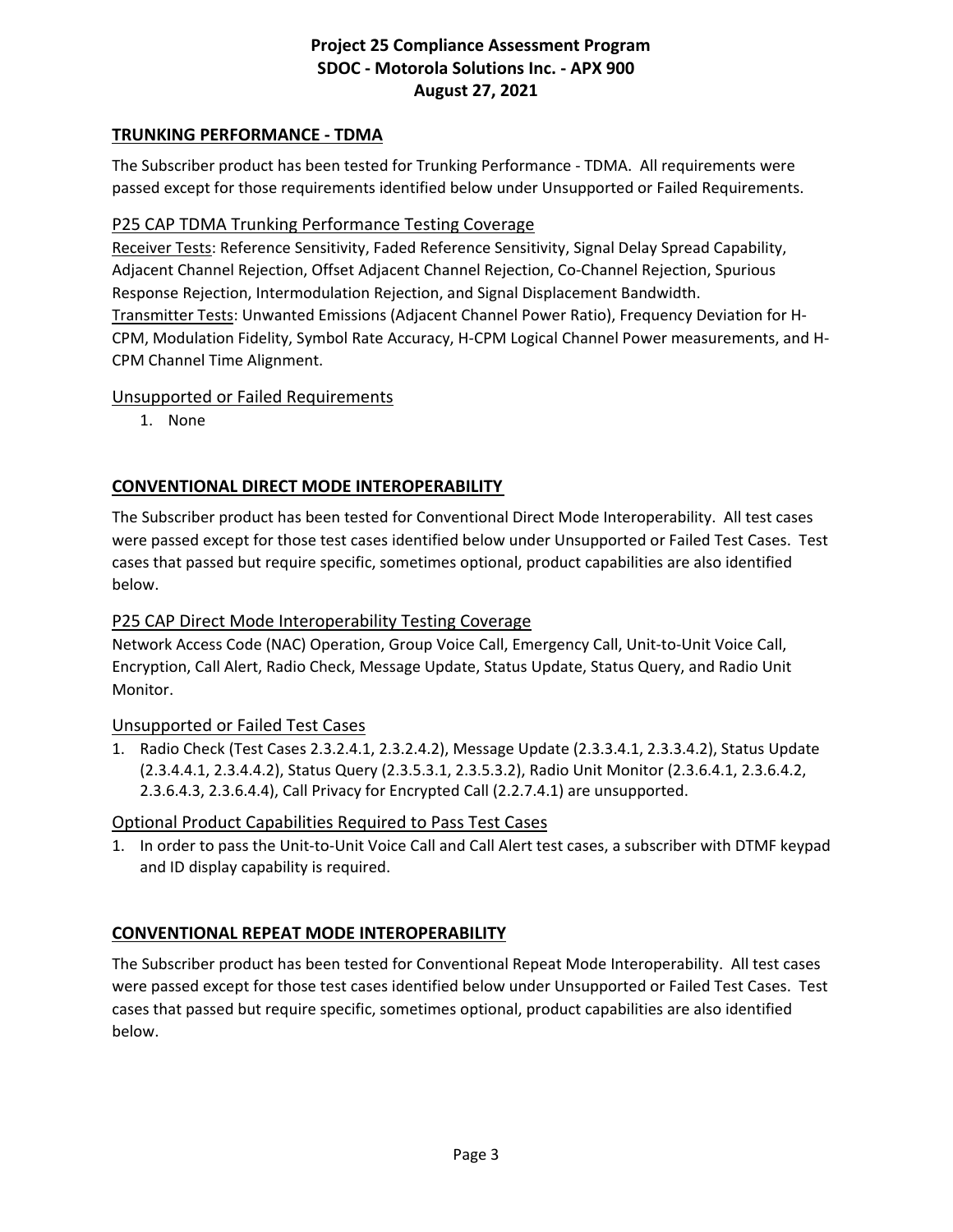## TRUNKING PERFORMANCE - TDMA

The Subscriber product has been tested for Trunking Performance - TDMA. All requirements were passed except for those requirements identified below under Unsupported or Failed Requirements.

### P25 CAP TDMA Trunking Performance Testing Coverage

Receiver Tests: Reference Sensitivity, Faded Reference Sensitivity, Signal Delay Spread Capability, Adjacent Channel Rejection, Offset Adjacent Channel Rejection, Co-Channel Rejection, Spurious Response Rejection, Intermodulation Rejection, and Signal Displacement Bandwidth.
Transmitter Tests: Unwanted Emissions (Adjacent Channel Power Ratio), Frequency Deviation for H-CPM, Modulation Fidelity, Symbol Rate Accuracy, H-CPM Logical Channel Power measurements, and H-CPM Channel Time Alignment.

### Unsupported or Failed Requirements

1. None

## CONVENTIONAL DIRECT MODE INTEROPERABILITY

The Subscriber product has been tested for Conventional Direct Mode Interoperability. All test cases were passed except for those test cases identified below under Unsupported or Failed Test Cases. Test cases that passed but require specific, sometimes optional, product capabilities are also identified below.

### P25 CAP Direct Mode Interoperability Testing Coverage

Network Access Code (NAC) Operation, Group Voice Call, Emergency Call, Unit-to-Unit Voice Call, Encryption, Call Alert, Radio Check, Message Update, Status Update, Status Query, and Radio Unit Monitor.

### Unsupported or Failed Test Cases

1. Radio Check (Test Cases 2.3.2.4.1, 2.3.2.4.2), Message Update (2.3.3.4.1, 2.3.3.4.2), Status Update (2.3.4.4.1, 2.3.4.4.2), Status Query (2.3.5.3.1, 2.3.5.3.2), Radio Unit Monitor (2.3.6.4.1, 2.3.6.4.2, 2.3.6.4.3, 2.3.6.4.4), Call Privacy for Encrypted Call (2.2.7.4.1) are unsupported.

### Optional Product Capabilities Required to Pass Test Cases

1. In order to pass the Unit-to-Unit Voice Call and Call Alert test cases, a subscriber with DTMF keypad and ID display capability is required.

## CONVENTIONAL REPEAT MODE INTEROPERABILITY

The Subscriber product has been tested for Conventional Repeat Mode Interoperability. All test cases were passed except for those test cases identified below under Unsupported or Failed Test Cases. Test cases that passed but require specific, sometimes optional, product capabilities are also identified below.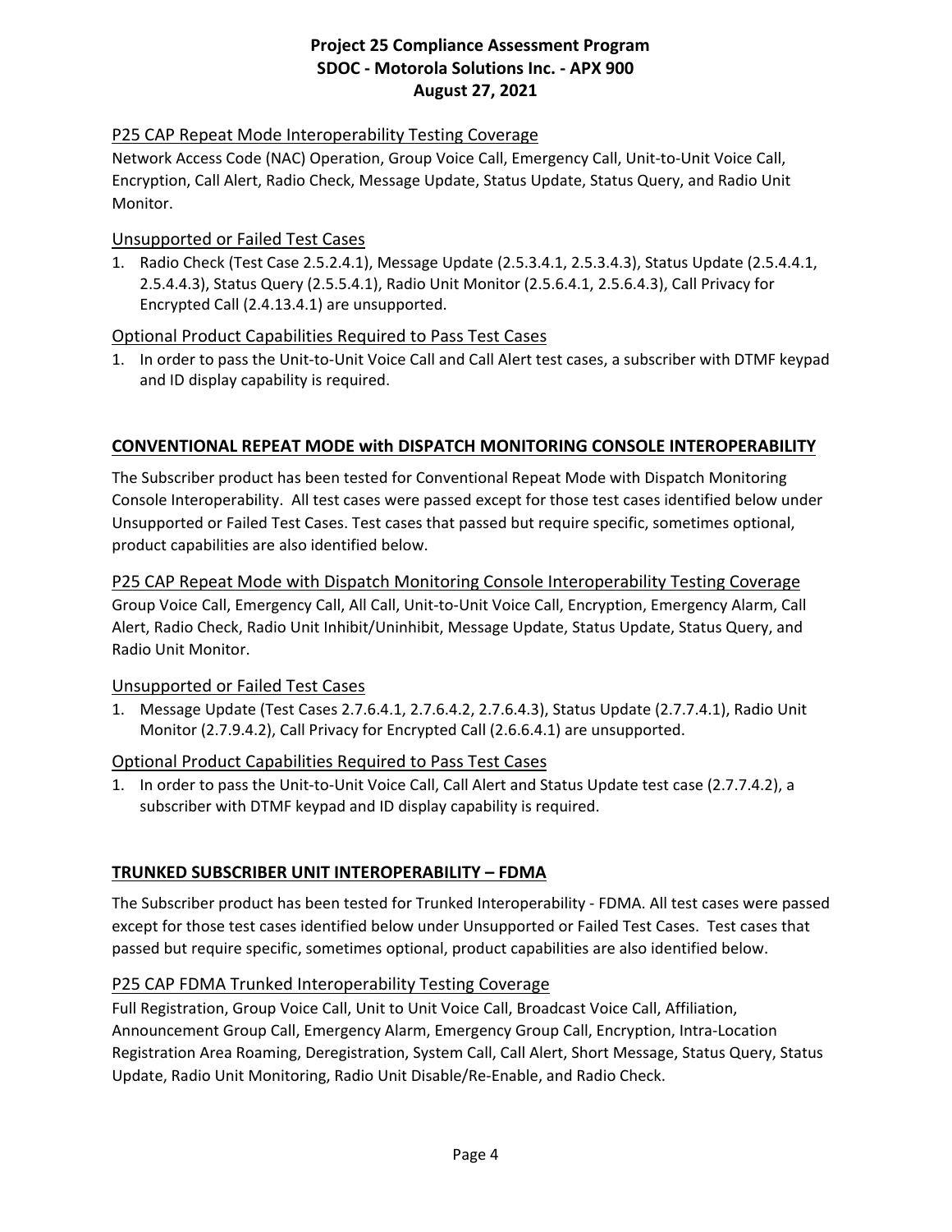### P25 CAP Repeat Mode Interoperability Testing Coverage

Network Access Code (NAC) Operation, Group Voice Call, Emergency Call, Unit-to-Unit Voice Call, Encryption, Call Alert, Radio Check, Message Update, Status Update, Status Query, and Radio Unit Monitor.

### Unsupported or Failed Test Cases

1. Radio Check (Test Case 2.5.2.4.1), Message Update (2.5.3.4.1, 2.5.3.4.3), Status Update (2.5.4.4.1, 2.5.4.4.3), Status Query (2.5.5.4.1), Radio Unit Monitor (2.5.6.4.1, 2.5.6.4.3), Call Privacy for Encrypted Call (2.4.13.4.1) are unsupported.

### Optional Product Capabilities Required to Pass Test Cases

1. In order to pass the Unit-to-Unit Voice Call and Call Alert test cases, a subscriber with DTMF keypad and ID display capability is required.

## CONVENTIONAL REPEAT MODE with DISPATCH MONITORING CONSOLE INTEROPERABILITY

The Subscriber product has been tested for Conventional Repeat Mode with Dispatch Monitoring Console Interoperability. All test cases were passed except for those test cases identified below under Unsupported or Failed Test Cases. Test cases that passed but require specific, sometimes optional, product capabilities are also identified below.

### P25 CAP Repeat Mode with Dispatch Monitoring Console Interoperability Testing Coverage

Group Voice Call, Emergency Call, All Call, Unit-to-Unit Voice Call, Encryption, Emergency Alarm, Call Alert, Radio Check, Radio Unit Inhibit/Uninhibit, Message Update, Status Update, Status Query, and Radio Unit Monitor.

### Unsupported or Failed Test Cases

1. Message Update (Test Cases 2.7.6.4.1, 2.7.6.4.2, 2.7.6.4.3), Status Update (2.7.7.4.1), Radio Unit Monitor (2.7.9.4.2), Call Privacy for Encrypted Call (2.6.6.4.1) are unsupported.

### Optional Product Capabilities Required to Pass Test Cases

1. In order to pass the Unit-to-Unit Voice Call, Call Alert and Status Update test case (2.7.7.4.2), a subscriber with DTMF keypad and ID display capability is required.

## TRUNKED SUBSCRIBER UNIT INTEROPERABILITY – FDMA

The Subscriber product has been tested for Trunked Interoperability - FDMA. All test cases were passed except for those test cases identified below under Unsupported or Failed Test Cases. Test cases that passed but require specific, sometimes optional, product capabilities are also identified below.

### P25 CAP FDMA Trunked Interoperability Testing Coverage

Full Registration, Group Voice Call, Unit to Unit Voice Call, Broadcast Voice Call, Affiliation, Announcement Group Call, Emergency Alarm, Emergency Group Call, Encryption, Intra-Location Registration Area Roaming, Deregistration, System Call, Call Alert, Short Message, Status Query, Status Update, Radio Unit Monitoring, Radio Unit Disable/Re-Enable, and Radio Check.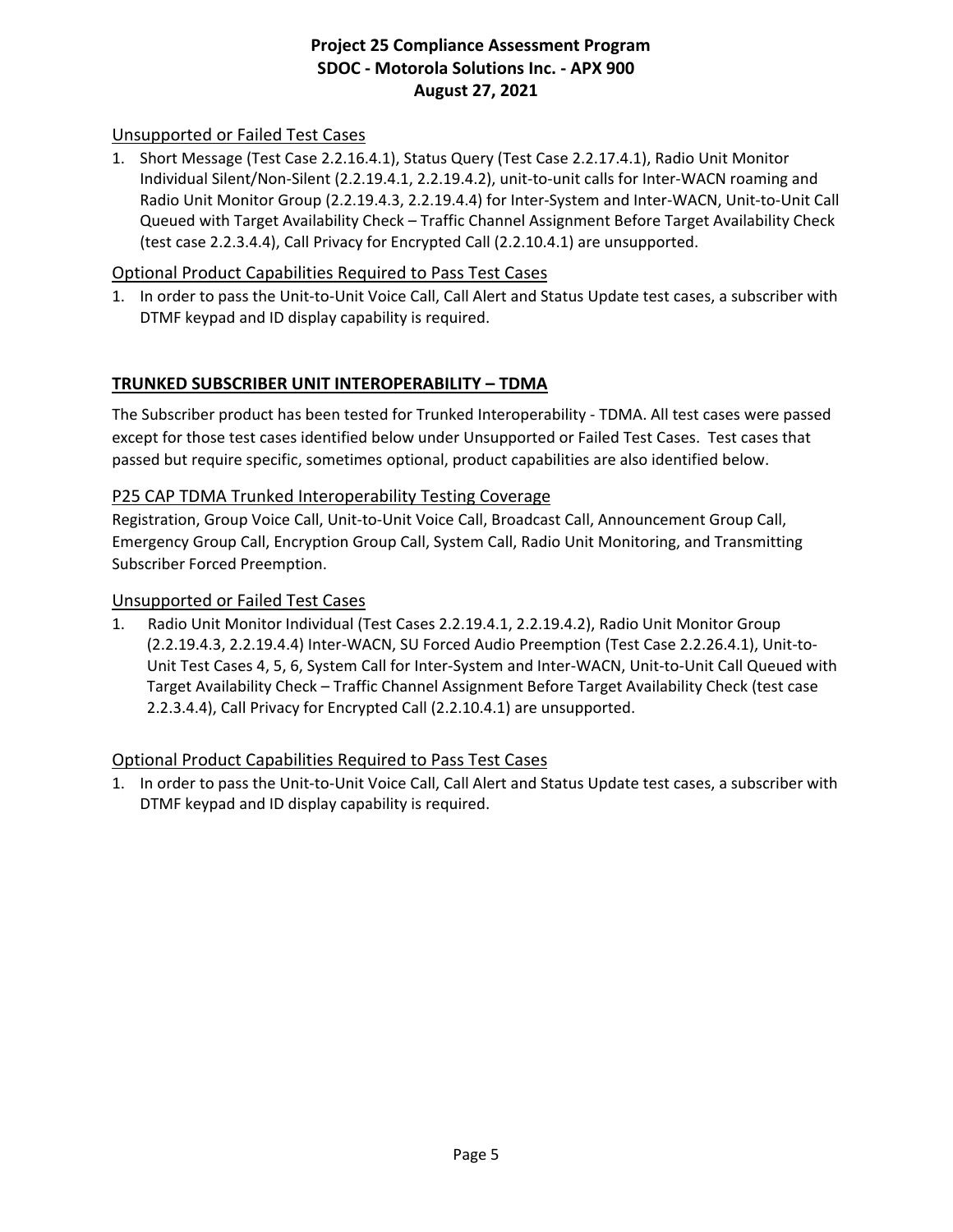### Unsupported or Failed Test Cases

1. Short Message (Test Case 2.2.16.4.1), Status Query (Test Case 2.2.17.4.1), Radio Unit Monitor Individual Silent/Non-Silent (2.2.19.4.1, 2.2.19.4.2), unit-to-unit calls for Inter-WACN roaming and Radio Unit Monitor Group (2.2.19.4.3, 2.2.19.4.4) for Inter-System and Inter-WACN, Unit-to-Unit Call Queued with Target Availability Check – Traffic Channel Assignment Before Target Availability Check (test case 2.2.3.4.4), Call Privacy for Encrypted Call (2.2.10.4.1) are unsupported.

### Optional Product Capabilities Required to Pass Test Cases

1. In order to pass the Unit-to-Unit Voice Call, Call Alert and Status Update test cases, a subscriber with DTMF keypad and ID display capability is required.

## TRUNKED SUBSCRIBER UNIT INTEROPERABILITY – TDMA

The Subscriber product has been tested for Trunked Interoperability - TDMA. All test cases were passed except for those test cases identified below under Unsupported or Failed Test Cases. Test cases that passed but require specific, sometimes optional, product capabilities are also identified below.

### P25 CAP TDMA Trunked Interoperability Testing Coverage

Registration, Group Voice Call, Unit-to-Unit Voice Call, Broadcast Call, Announcement Group Call, Emergency Group Call, Encryption Group Call, System Call, Radio Unit Monitoring, and Transmitting Subscriber Forced Preemption.

### Unsupported or Failed Test Cases

1. Radio Unit Monitor Individual (Test Cases 2.2.19.4.1, 2.2.19.4.2), Radio Unit Monitor Group (2.2.19.4.3, 2.2.19.4.4) Inter-WACN, SU Forced Audio Preemption (Test Case 2.2.26.4.1), Unit-to-Unit Test Cases 4, 5, 6, System Call for Inter-System and Inter-WACN, Unit-to-Unit Call Queued with Target Availability Check – Traffic Channel Assignment Before Target Availability Check (test case 2.2.3.4.4), Call Privacy for Encrypted Call (2.2.10.4.1) are unsupported.

### Optional Product Capabilities Required to Pass Test Cases

1. In order to pass the Unit-to-Unit Voice Call, Call Alert and Status Update test cases, a subscriber with DTMF keypad and ID display capability is required.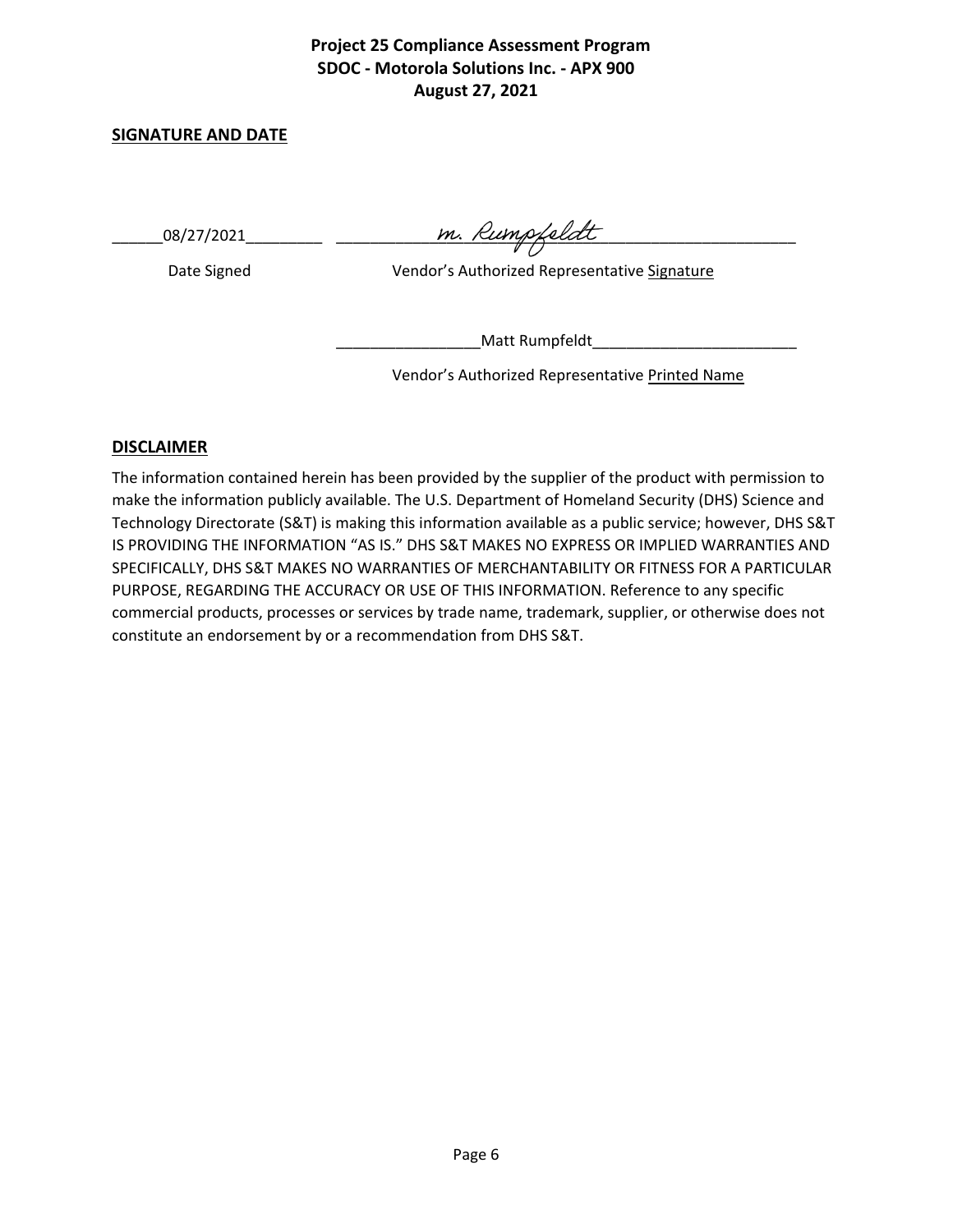## SIGNATURE AND DATE

08/27/2021 — Date Signed

m. Rumpfeldt — Vendor's Authorized Representative Signature

Matt Rumpfeldt — Vendor's Authorized Representative Printed Name

## DISCLAIMER

The information contained herein has been provided by the supplier of the product with permission to make the information publicly available. The U.S. Department of Homeland Security (DHS) Science and Technology Directorate (S&T) is making this information available as a public service; however, DHS S&T IS PROVIDING THE INFORMATION "AS IS." DHS S&T MAKES NO EXPRESS OR IMPLIED WARRANTIES AND SPECIFICALLY, DHS S&T MAKES NO WARRANTIES OF MERCHANTABILITY OR FITNESS FOR A PARTICULAR PURPOSE, REGARDING THE ACCURACY OR USE OF THIS INFORMATION. Reference to any specific commercial products, processes or services by trade name, trademark, supplier, or otherwise does not constitute an endorsement by or a recommendation from DHS S&T.